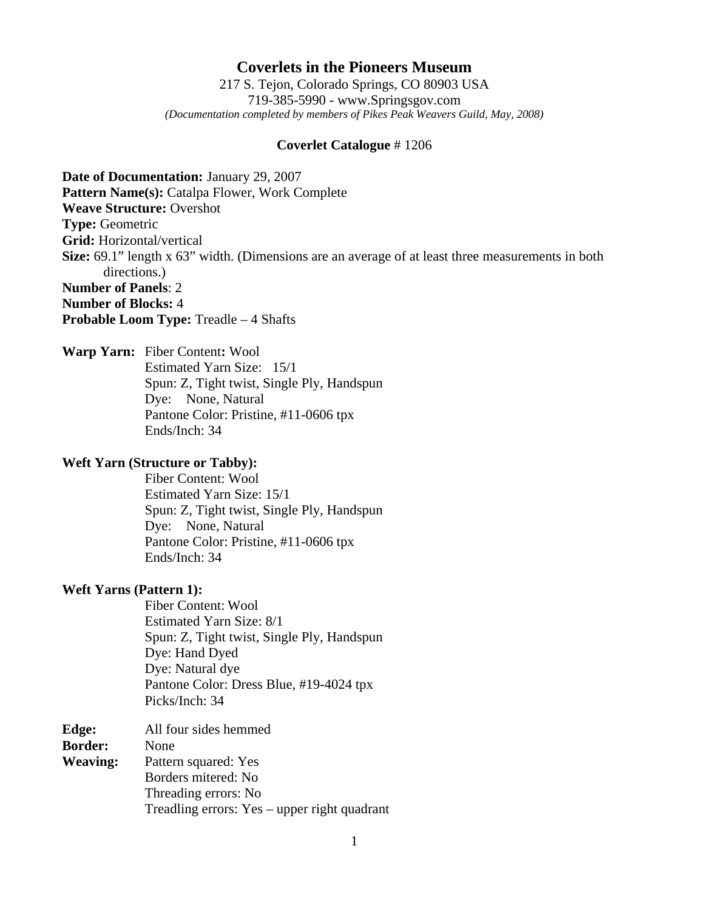# Coverlets in the Pioneers Museum

217 S. Tejon, Colorado Springs, CO 80903 USA
719-385-5990 - www.Springsgov.com
*(Documentation completed by members of Pikes Peak Weavers Guild, May, 2008)*

**Coverlet Catalogue** # 1206

**Date of Documentation:** January 29, 2007
**Pattern Name(s):** Catalpa Flower, Work Complete
**Weave Structure:** Overshot
**Type:** Geometric
**Grid:** Horizontal/vertical
**Size:** 69.1" length x 63" width. (Dimensions are an average of at least three measurements in both directions.)
**Number of Panels**: 2
**Number of Blocks:** 4
**Probable Loom Type:** Treadle – 4 Shafts

**Warp Yarn:** Fiber Content**:** Wool
Estimated Yarn Size: 15/1
Spun: Z, Tight twist, Single Ply, Handspun
Dye: None, Natural
Pantone Color: Pristine, #11-0606 tpx
Ends/Inch: 34

**Weft Yarn (Structure or Tabby):**
Fiber Content: Wool
Estimated Yarn Size: 15/1
Spun: Z, Tight twist, Single Ply, Handspun
Dye: None, Natural
Pantone Color: Pristine, #11-0606 tpx
Ends/Inch: 34

**Weft Yarns (Pattern 1):**
Fiber Content: Wool
Estimated Yarn Size: 8/1
Spun: Z, Tight twist, Single Ply, Handspun
Dye: Hand Dyed
Dye: Natural dye
Pantone Color: Dress Blue, #19-4024 tpx
Picks/Inch: 34

**Edge:** All four sides hemmed
**Border:** None
**Weaving:** Pattern squared: Yes
Borders mitered: No
Threading errors: No
Treadling errors: Yes – upper right quadrant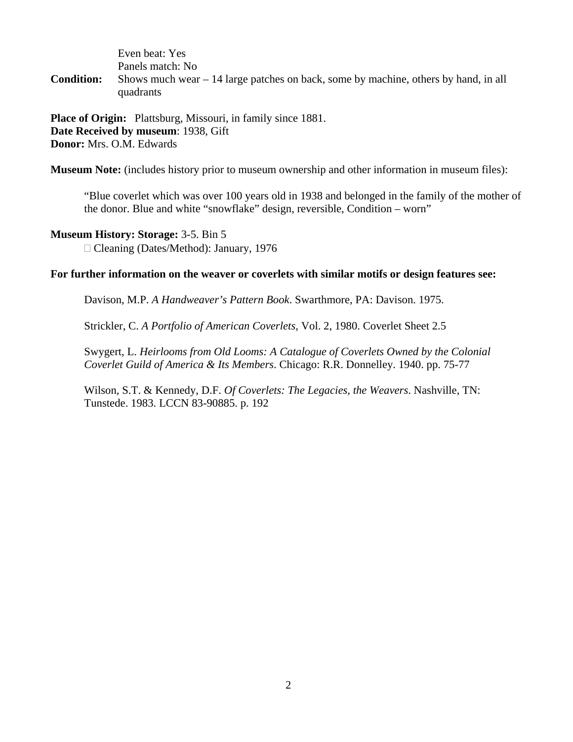Even beat: Yes
Panels match: No

**Condition:** Shows much wear – 14 large patches on back, some by machine, others by hand, in all quadrants

**Place of Origin:** Plattsburg, Missouri, in family since 1881.
**Date Received by museum**: 1938, Gift
**Donor:** Mrs. O.M. Edwards

**Museum Note:** (includes history prior to museum ownership and other information in museum files):

> "Blue coverlet which was over 100 years old in 1938 and belonged in the family of the mother of the donor. Blue and white "snowflake" design, reversible, Condition – worn"

**Museum History: Storage:** 3-5. Bin 5

- Cleaning (Dates/Method): January, 1976

**For further information on the weaver or coverlets with similar motifs or design features see:**

Davison, M.P. *A Handweaver's Pattern Book*. Swarthmore, PA: Davison. 1975.

Strickler, C. *A Portfolio of American Coverlets*, Vol. 2, 1980. Coverlet Sheet 2.5

Swygert, L. *Heirlooms from Old Looms: A Catalogue of Coverlets Owned by the Colonial Coverlet Guild of America & Its Members*. Chicago: R.R. Donnelley. 1940. pp. 75-77

Wilson, S.T. & Kennedy, D.F. *Of Coverlets: The Legacies, the Weavers*. Nashville, TN: Tunstede. 1983. LCCN 83-90885. p. 192